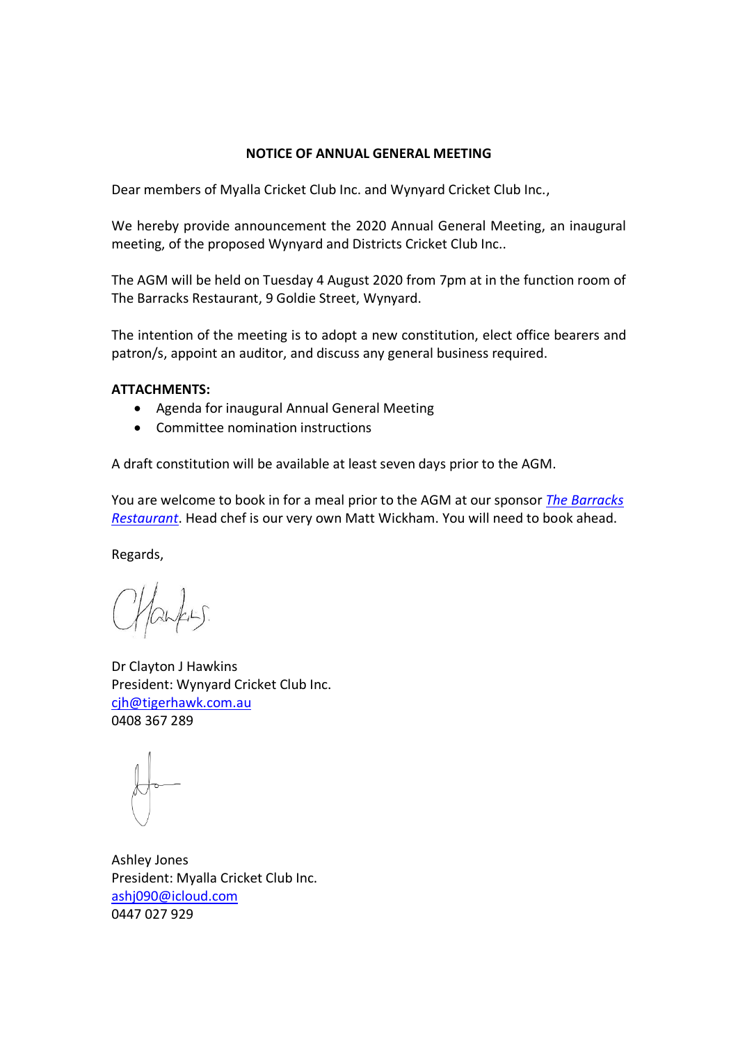**NOTICE OF ANNUAL GENERAL MEETING**

Dear members of Myalla Cricket Club Inc. and Wynyard Cricket Club Inc.,

We hereby provide announcement the 2020 Annual General Meeting, an inaugural meeting, of the proposed Wynyard and Districts Cricket Club Inc..

The AGM will be held on Tuesday 4 August 2020 from 7pm at in the function room of The Barracks Restaurant, 9 Goldie Street, Wynyard.

The intention of the meeting is to adopt a new constitution, elect office bearers and patron/s, appoint an auditor, and discuss any general business required.

**ATTACHMENTS:**

- Agenda for inaugural Annual General Meeting
- Committee nomination instructions

A draft constitution will be available at least seven days prior to the AGM.

You are welcome to book in for a meal prior to the AGM at our sponsor *The Barracks Restaurant*. Head chef is our very own Matt Wickham. You will need to book ahead.

Regards,

Dr Clayton J Hawkins
President: Wynyard Cricket Club Inc.
cjh@tigerhawk.com.au
0408 367 289

Ashley Jones
President: Myalla Cricket Club Inc.
ashj090@icloud.com
0447 027 929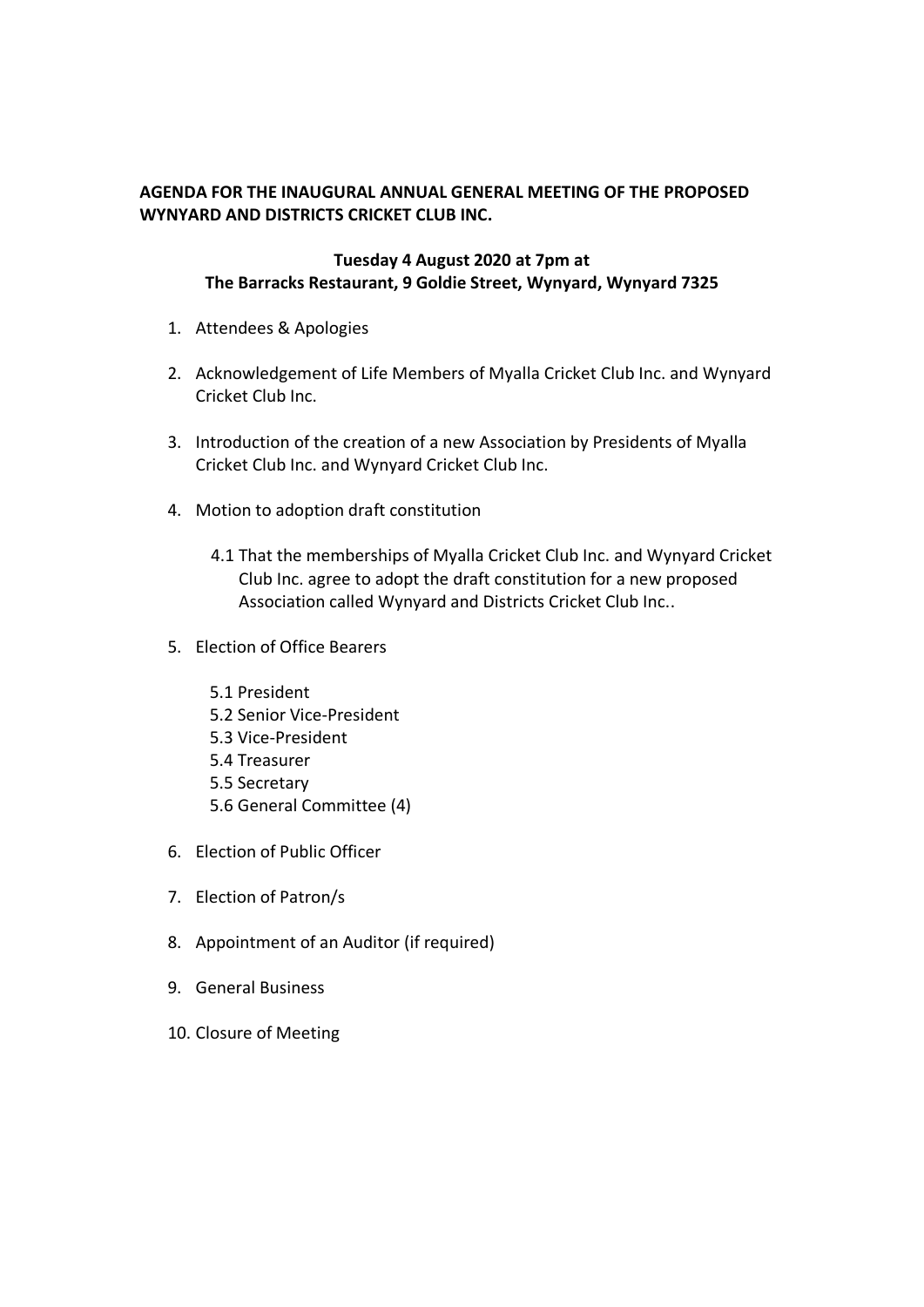**AGENDA FOR THE INAUGURAL ANNUAL GENERAL MEETING OF THE PROPOSED WYNYARD AND DISTRICTS CRICKET CLUB INC.**

**Tuesday 4 August 2020 at 7pm at**
**The Barracks Restaurant, 9 Goldie Street, Wynyard, Wynyard 7325**

1. Attendees & Apologies

2. Acknowledgement of Life Members of Myalla Cricket Club Inc. and Wynyard Cricket Club Inc.

3. Introduction of the creation of a new Association by Presidents of Myalla Cricket Club Inc. and Wynyard Cricket Club Inc.

4. Motion to adoption draft constitution

   4.1 That the memberships of Myalla Cricket Club Inc. and Wynyard Cricket Club Inc. agree to adopt the draft constitution for a new proposed Association called Wynyard and Districts Cricket Club Inc..

5. Election of Office Bearers

   5.1 President
   5.2 Senior Vice-President
   5.3 Vice-President
   5.4 Treasurer
   5.5 Secretary
   5.6 General Committee (4)

6. Election of Public Officer

7. Election of Patron/s

8. Appointment of an Auditor (if required)

9. General Business

10. Closure of Meeting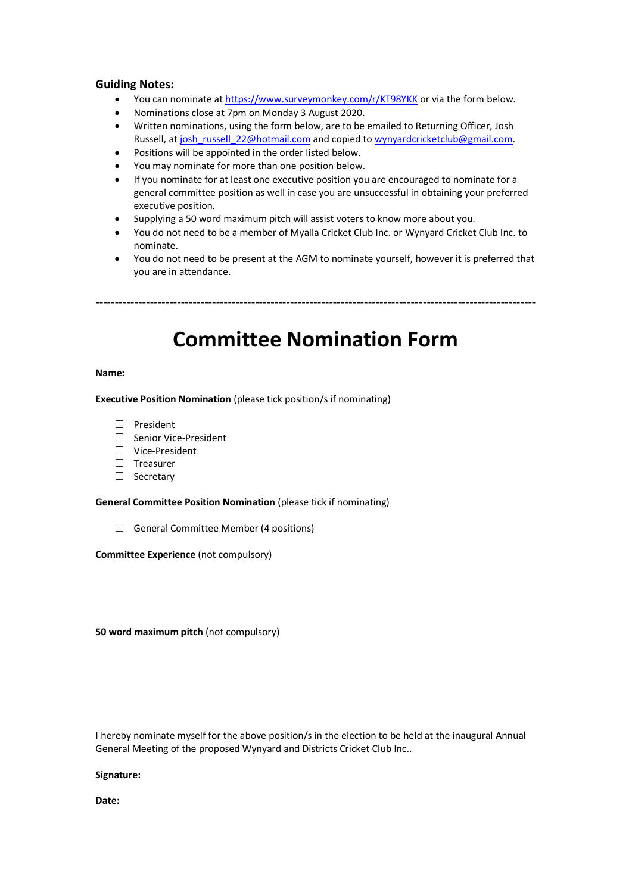### Guiding Notes:

- You can nominate at https://www.surveymonkey.com/r/KT98YKK or via the form below.
- Nominations close at 7pm on Monday 3 August 2020.
- Written nominations, using the form below, are to be emailed to Returning Officer, Josh Russell, at josh_russell_22@hotmail.com and copied to wynyardcricketclub@gmail.com.
- Positions will be appointed in the order listed below.
- You may nominate for more than one position below.
- If you nominate for at least one executive position you are encouraged to nominate for a general committee position as well in case you are unsuccessful in obtaining your preferred executive position.
- Supplying a 50 word maximum pitch will assist voters to know more about you.
- You do not need to be a member of Myalla Cricket Club Inc. or Wynyard Cricket Club Inc. to nominate.
- You do not need to be present at the AGM to nominate yourself, however it is preferred that you are in attendance.

---

# Committee Nomination Form

**Name:**

**Executive Position Nomination** (please tick position/s if nominating)

- ☐ President
- ☐ Senior Vice-President
- ☐ Vice-President
- ☐ Treasurer
- ☐ Secretary

**General Committee Position Nomination** (please tick if nominating)

- ☐ General Committee Member (4 positions)

**Committee Experience** (not compulsory)

**50 word maximum pitch** (not compulsory)

I hereby nominate myself for the above position/s in the election to be held at the inaugural Annual General Meeting of the proposed Wynyard and Districts Cricket Club Inc..

**Signature:**

**Date:**